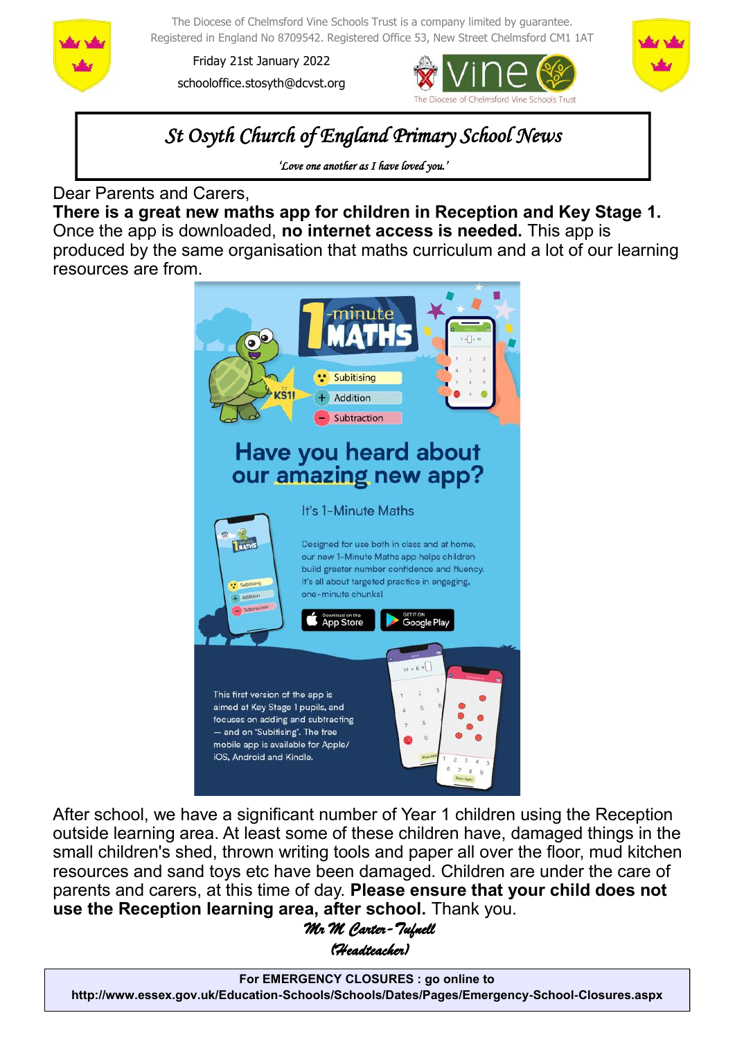The Diocese of Chelmsford Vine Schools Trust is a company limited by guarantee.
Registered in England No 8709542. Registered Office 53, New Street Chelmsford CM1 1AT

Friday 21st January 2022

schooloffice.stosyth@dcvst.org

# *St Osyth Church of England Primary School News*

*'Love one another as I have loved you.'*

Dear Parents and Carers,

**There is a great new maths app for children in Reception and Key Stage 1.** Once the app is downloaded, **no internet access is needed.** This app is produced by the same organisation that maths curriculum and a lot of our learning resources are from.

1-minute MATHS for KS1!

- Subitising
- Addition
- Subtraction

## Have you heard about our amazing new app?

It's 1-Minute Maths

Designed for use both in class and at home, our new 1-Minute Maths app helps children build greater number confidence and fluency. It's all about targeted practice in engaging, one-minute chunks!

Download on the App Store | GET IT ON Google Play

This first version of the app is aimed at Key Stage 1 pupils, and focuses on adding and subtracting — and on 'Subitising'. The free mobile app is available for Apple/iOS, Android and Kindle.

After school, we have a significant number of Year 1 children using the Reception outside learning area. At least some of these children have, damaged things in the small children's shed, thrown writing tools and paper all over the floor, mud kitchen resources and sand toys etc have been damaged. Children are under the care of parents and carers, at this time of day. **Please ensure that your child does not use the Reception learning area, after school.** Thank you.

*Mr M Carter-Tufnell*
*(Headteacher)*

**For EMERGENCY CLOSURES : go online to**
**http://www.essex.gov.uk/Education-Schools/Schools/Dates/Pages/Emergency-School-Closures.aspx**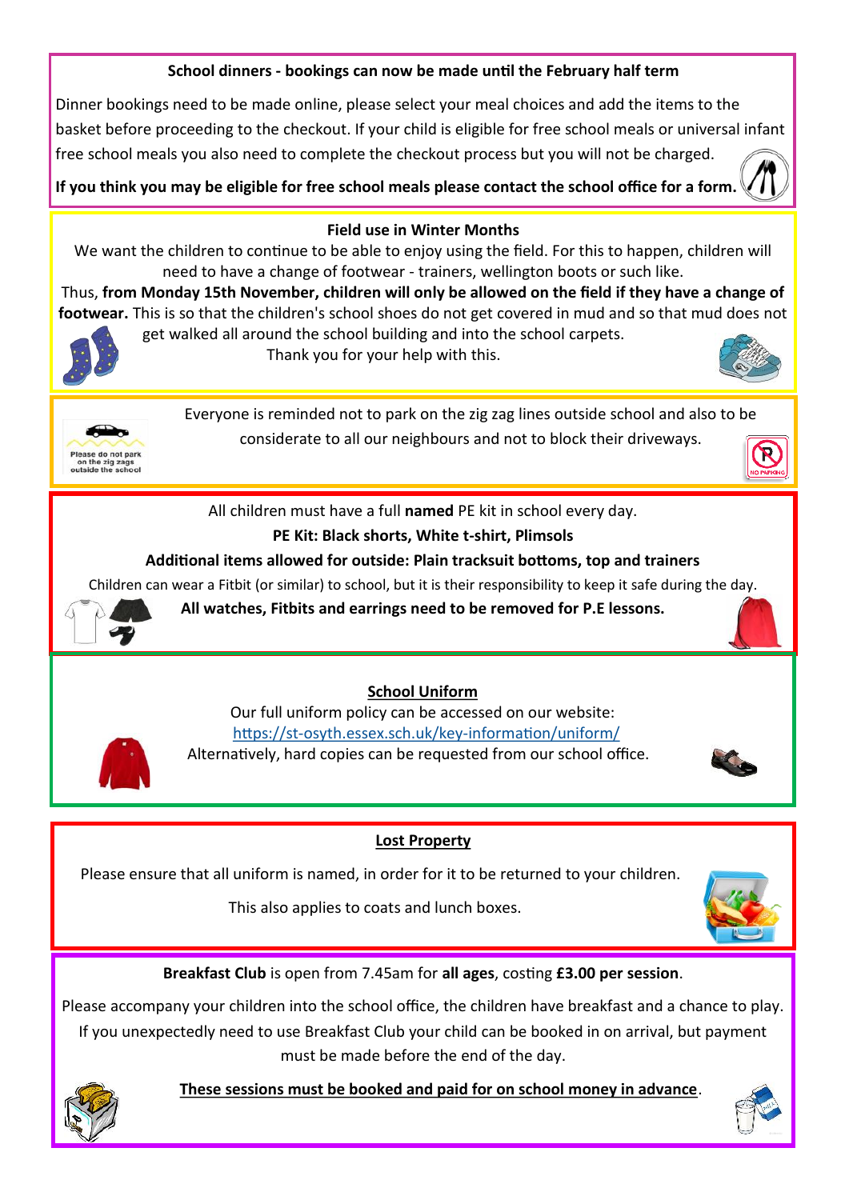**School dinners - bookings can now be made until the February half term**

Dinner bookings need to be made online, please select your meal choices and add the items to the basket before proceeding to the checkout. If your child is eligible for free school meals or universal infant free school meals you also need to complete the checkout process but you will not be charged.

**If you think you may be eligible for free school meals please contact the school office for a form.**

**Field use in Winter Months**

We want the children to continue to be able to enjoy using the field. For this to happen, children will need to have a change of footwear - trainers, wellington boots or such like.

Thus, **from Monday 15th November, children will only be allowed on the field if they have a change of footwear.** This is so that the children's school shoes do not get covered in mud and so that mud does not get walked all around the school building and into the school carpets.

Thank you for your help with this.

Please do not park on the zig zags outside the school

Everyone is reminded not to park on the zig zag lines outside school and also to be considerate to all our neighbours and not to block their driveways.

NO PARKING

All children must have a full **named** PE kit in school every day.

**PE Kit: Black shorts, White t-shirt, Plimsols**

**Additional items allowed for outside: Plain tracksuit bottoms, top and trainers**

Children can wear a Fitbit (or similar) to school, but it is their responsibility to keep it safe during the day.

**All watches, Fitbits and earrings need to be removed for P.E lessons.**

**School Uniform**

Our full uniform policy can be accessed on our website:
https://st-osyth.essex.sch.uk/key-information/uniform/
Alternatively, hard copies can be requested from our school office.

**Lost Property**

Please ensure that all uniform is named, in order for it to be returned to your children.

This also applies to coats and lunch boxes.

**Breakfast Club** is open from 7.45am for **all ages**, costing **£3.00 per session**.

Please accompany your children into the school office, the children have breakfast and a chance to play. If you unexpectedly need to use Breakfast Club your child can be booked in on arrival, but payment must be made before the end of the day.

**These sessions must be booked and paid for on school money in advance**.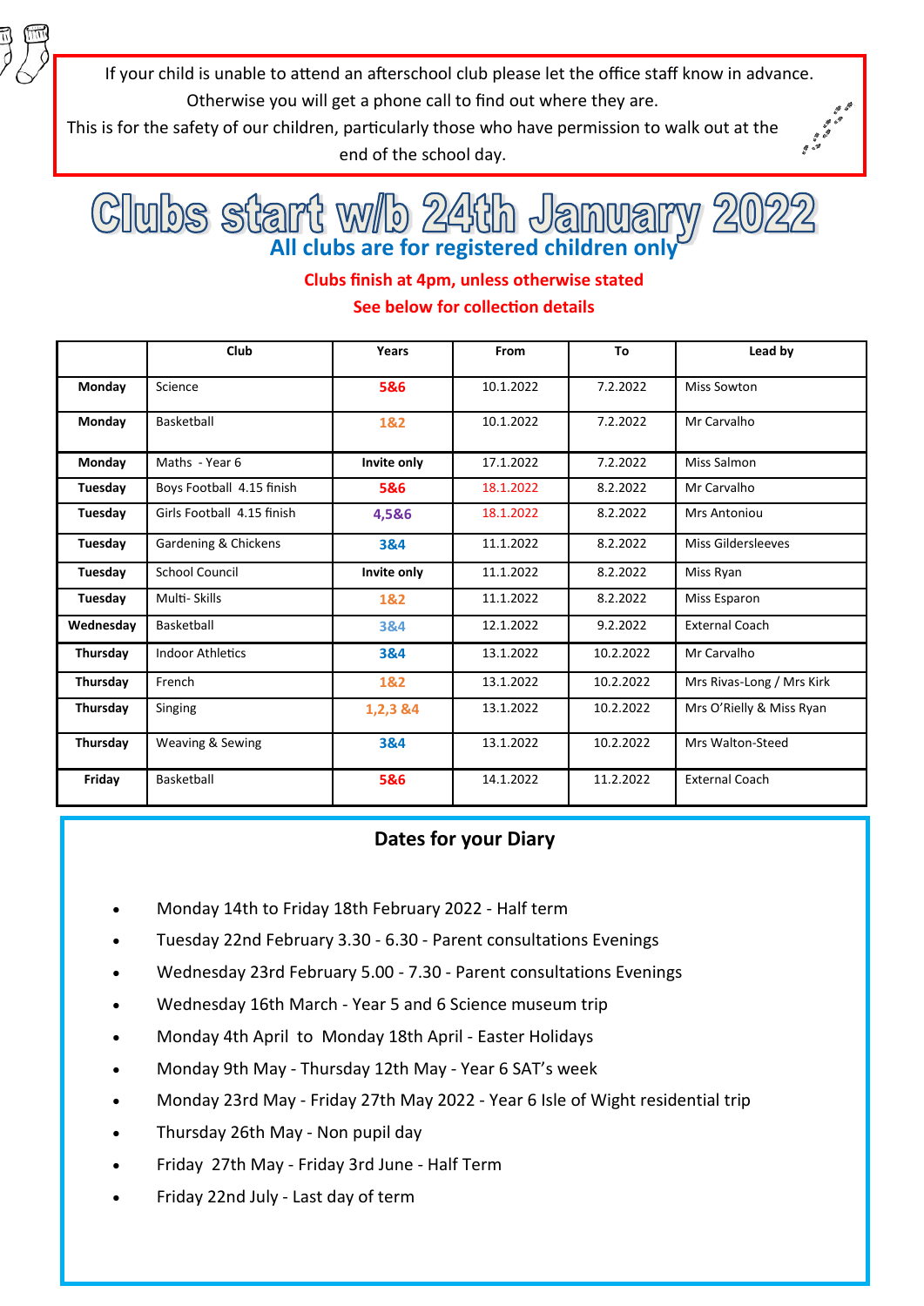If your child is unable to attend an afterschool club please let the office staff know in advance. Otherwise you will get a phone call to find out where they are.
This is for the safety of our children, particularly those who have permission to walk out at the end of the school day.

# Clubs start w/b 24th January 2022

## All clubs are for registered children only

**Clubs finish at 4pm, unless otherwise stated**

**See below for collection details**

| | Club | Years | From | To | Lead by |
|---|---|---|---|---|---|
| **Monday** | Science | **5&6** | 10.1.2022 | 7.2.2022 | Miss Sowton |
| **Monday** | Basketball | **1&2** | 10.1.2022 | 7.2.2022 | Mr Carvalho |
| **Monday** | Maths - Year 6 | **Invite only** | 17.1.2022 | 7.2.2022 | Miss Salmon |
| **Tuesday** | Boys Football 4.15 finish | **5&6** | 18.1.2022 | 8.2.2022 | Mr Carvalho |
| **Tuesday** | Girls Football 4.15 finish | **4,5&6** | 18.1.2022 | 8.2.2022 | Mrs Antoniou |
| **Tuesday** | Gardening & Chickens | **3&4** | 11.1.2022 | 8.2.2022 | Miss Gildersleeves |
| **Tuesday** | School Council | **Invite only** | 11.1.2022 | 8.2.2022 | Miss Ryan |
| **Tuesday** | Multi- Skills | **1&2** | 11.1.2022 | 8.2.2022 | Miss Esparon |
| **Wednesday** | Basketball | **3&4** | 12.1.2022 | 9.2.2022 | External Coach |
| **Thursday** | Indoor Athletics | **3&4** | 13.1.2022 | 10.2.2022 | Mr Carvalho |
| **Thursday** | French | **1&2** | 13.1.2022 | 10.2.2022 | Mrs Rivas-Long / Mrs Kirk |
| **Thursday** | Singing | **1,2,3 &4** | 13.1.2022 | 10.2.2022 | Mrs O'Rielly & Miss Ryan |
| **Thursday** | Weaving & Sewing | **3&4** | 13.1.2022 | 10.2.2022 | Mrs Walton-Steed |
| **Friday** | Basketball | **5&6** | 14.1.2022 | 11.2.2022 | External Coach |

## Dates for your Diary

- Monday 14th to Friday 18th February 2022 - Half term
- Tuesday 22nd February 3.30 - 6.30 - Parent consultations Evenings
- Wednesday 23rd February 5.00 - 7.30 - Parent consultations Evenings
- Wednesday 16th March - Year 5 and 6 Science museum trip
- Monday 4th April to Monday 18th April - Easter Holidays
- Monday 9th May - Thursday 12th May - Year 6 SAT's week
- Monday 23rd May - Friday 27th May 2022 - Year 6 Isle of Wight residential trip
- Thursday 26th May - Non pupil day
- Friday 27th May - Friday 3rd June - Half Term
- Friday 22nd July - Last day of term